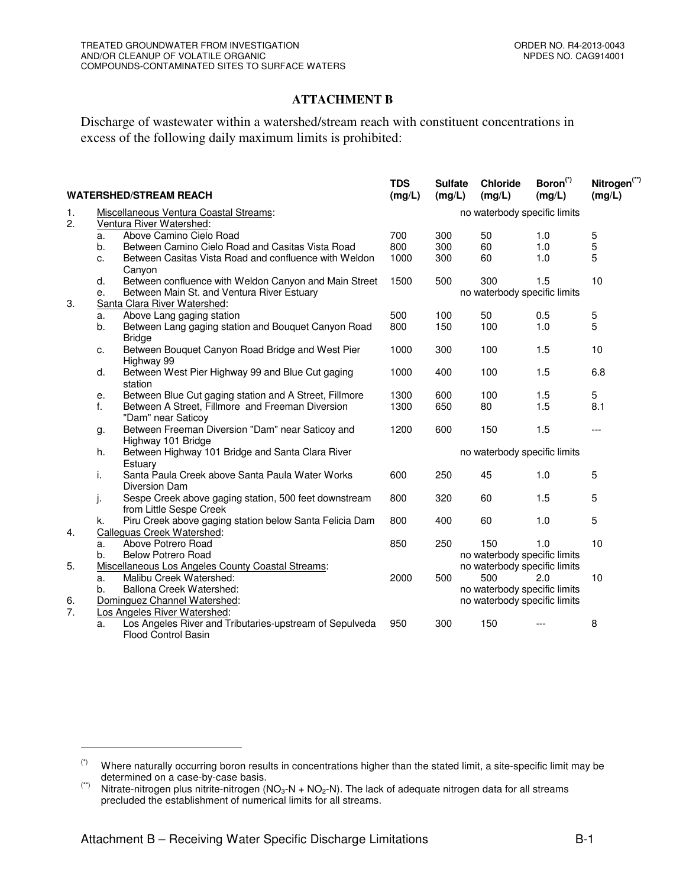## ATTACHMENT B

Discharge of wastewater within a watershed/stream reach with constituent concentrations in excess of the following daily maximum limits is prohibited:

| | | WATERSHED/STREAM REACH | TDS (mg/L) | Sulfate (mg/L) | Chloride (mg/L) | Boron[(*)] (mg/L) | Nitrogen[(**)] (mg/L) |
|---|---|---|---|---|---|---|---|
| 1. | | Miscellaneous Ventura Coastal Streams: | | | no waterbody specific limits | | |
| 2. | | Ventura River Watershed: | | | | | |
| | a. | Above Camino Cielo Road | 700 | 300 | 50 | 1.0 | 5 |
| | b. | Between Camino Cielo Road and Casitas Vista Road | 800 | 300 | 60 | 1.0 | 5 |
| | c. | Between Casitas Vista Road and confluence with Weldon Canyon | 1000 | 300 | 60 | 1.0 | 5 |
| | d. | Between confluence with Weldon Canyon and Main Street | 1500 | 500 | 300 | 1.5 | 10 |
| | e. | Between Main St. and Ventura River Estuary | | | no waterbody specific limits | | |
| 3. | | Santa Clara River Watershed: | | | | | |
| | a. | Above Lang gaging station | 500 | 100 | 50 | 0.5 | 5 |
| | b. | Between Lang gaging station and Bouquet Canyon Road Bridge | 800 | 150 | 100 | 1.0 | 5 |
| | c. | Between Bouquet Canyon Road Bridge and West Pier Highway 99 | 1000 | 300 | 100 | 1.5 | 10 |
| | d. | Between West Pier Highway 99 and Blue Cut gaging station | 1000 | 400 | 100 | 1.5 | 6.8 |
| | e. | Between Blue Cut gaging station and A Street, Fillmore | 1300 | 600 | 100 | 1.5 | 5 |
| | f. | Between A Street, Fillmore and Freeman Diversion "Dam" near Saticoy | 1300 | 650 | 80 | 1.5 | 8.1 |
| | g. | Between Freeman Diversion "Dam" near Saticoy and Highway 101 Bridge | 1200 | 600 | 150 | 1.5 | --- |
| | h. | Between Highway 101 Bridge and Santa Clara River Estuary | | | no waterbody specific limits | | |
| | i. | Santa Paula Creek above Santa Paula Water Works Diversion Dam | 600 | 250 | 45 | 1.0 | 5 |
| | j. | Sespe Creek above gaging station, 500 feet downstream from Little Sespe Creek | 800 | 320 | 60 | 1.5 | 5 |
| | k. | Piru Creek above gaging station below Santa Felicia Dam | 800 | 400 | 60 | 1.0 | 5 |
| 4. | | Calleguas Creek Watershed: | | | | | |
| | a. | Above Potrero Road | 850 | 250 | 150 | 1.0 | 10 |
| | b. | Below Potrero Road | | | no waterbody specific limits | | |
| 5. | | Miscellaneous Los Angeles County Coastal Streams: | | | no waterbody specific limits | | |
| | a. | Malibu Creek Watershed: | 2000 | 500 | 500 | 2.0 | 10 |
| | b. | Ballona Creek Watershed: | | | no waterbody specific limits | | |
| 6. | | Dominguez Channel Watershed: | | | no waterbody specific limits | | |
| 7. | | Los Angeles River Watershed: | | | | | |
| | a. | Los Angeles River and Tributaries-upstream of Sepulveda Flood Control Basin | 950 | 300 | 150 | --- | 8 |

(*) Where naturally occurring boron results in concentrations higher than the stated limit, a site-specific limit may be determined on a case-by-case basis.

(**) Nitrate-nitrogen plus nitrite-nitrogen ($NO_3$-N + $NO_2$-N). The lack of adequate nitrogen data for all streams precluded the establishment of numerical limits for all streams.

Attachment B – Receiving Water Specific Discharge Limitations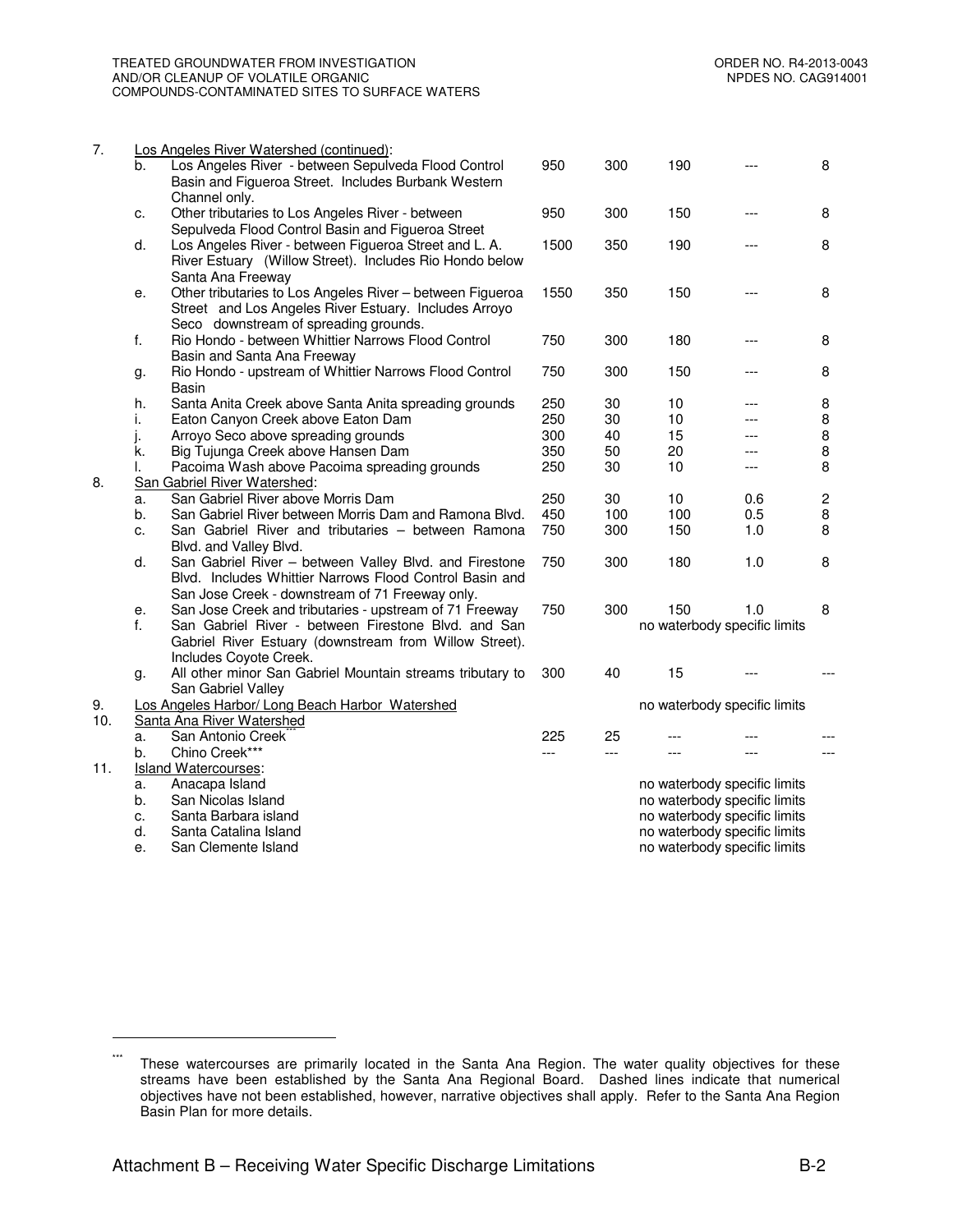| | | | | | | |
|---|---|---|---|---|---|---|
| 7. | Los Angeles River Watershed (continued): | | | | | |
| | b. Los Angeles River - between Sepulveda Flood Control Basin and Figueroa Street. Includes Burbank Western Channel only. | 950 | 300 | 190 | --- | 8 |
| | c. Other tributaries to Los Angeles River - between Sepulveda Flood Control Basin and Figueroa Street | 950 | 300 | 150 | --- | 8 |
| | d. Los Angeles River - between Figueroa Street and L. A. River Estuary (Willow Street). Includes Rio Hondo below Santa Ana Freeway | 1500 | 350 | 190 | --- | 8 |
| | e. Other tributaries to Los Angeles River – between Figueroa Street and Los Angeles River Estuary. Includes Arroyo Seco downstream of spreading grounds. | 1550 | 350 | 150 | --- | 8 |
| | f. Rio Hondo - between Whittier Narrows Flood Control Basin and Santa Ana Freeway | 750 | 300 | 180 | --- | 8 |
| | g. Rio Hondo - upstream of Whittier Narrows Flood Control Basin | 750 | 300 | 150 | --- | 8 |
| | h. Santa Anita Creek above Santa Anita spreading grounds | 250 | 30 | 10 | --- | 8 |
| | i. Eaton Canyon Creek above Eaton Dam | 250 | 30 | 10 | --- | 8 |
| | j. Arroyo Seco above spreading grounds | 300 | 40 | 15 | --- | 8 |
| | k. Big Tujunga Creek above Hansen Dam | 350 | 50 | 20 | --- | 8 |
| | l. Pacoima Wash above Pacoima spreading grounds | 250 | 30 | 10 | --- | 8 |
| 8. | San Gabriel River Watershed: | | | | | |
| | a. San Gabriel River above Morris Dam | 250 | 30 | 10 | 0.6 | 2 |
| | b. San Gabriel River between Morris Dam and Ramona Blvd. | 450 | 100 | 100 | 0.5 | 8 |
| | c. San Gabriel River and tributaries – between Ramona Blvd. and Valley Blvd. | 750 | 300 | 150 | 1.0 | 8 |
| | d. San Gabriel River – between Valley Blvd. and Firestone Blvd. Includes Whittier Narrows Flood Control Basin and San Jose Creek - downstream of 71 Freeway only. | 750 | 300 | 180 | 1.0 | 8 |
| | e. San Jose Creek and tributaries - upstream of 71 Freeway | 750 | 300 | 150 | 1.0 | 8 |
| | f. San Gabriel River - between Firestone Blvd. and San Gabriel River Estuary (downstream from Willow Street). Includes Coyote Creek. | | | no waterbody specific limits | | |
| | g. All other minor San Gabriel Mountain streams tributary to San Gabriel Valley | 300 | 40 | 15 | --- | --- |
| 9. | Los Angeles Harbor/ Long Beach Harbor Watershed | | | no waterbody specific limits | | |
| 10. | Santa Ana River Watershed | | | | | |
| | a. San Antonio Creek*** | 225 | 25 | --- | --- | --- |
| | b. Chino Creek*** | --- | --- | --- | --- | --- |
| 11. | Island Watercourses: | | | | | |
| | a. Anacapa Island | | | no waterbody specific limits | | |
| | b. San Nicolas Island | | | no waterbody specific limits | | |
| | c. Santa Barbara island | | | no waterbody specific limits | | |
| | d. Santa Catalina Island | | | no waterbody specific limits | | |
| | e. San Clemente Island | | | no waterbody specific limits | | |

*** These watercourses are primarily located in the Santa Ana Region. The water quality objectives for these streams have been established by the Santa Ana Regional Board. Dashed lines indicate that numerical objectives have not been established, however, narrative objectives shall apply. Refer to the Santa Ana Region Basin Plan for more details.